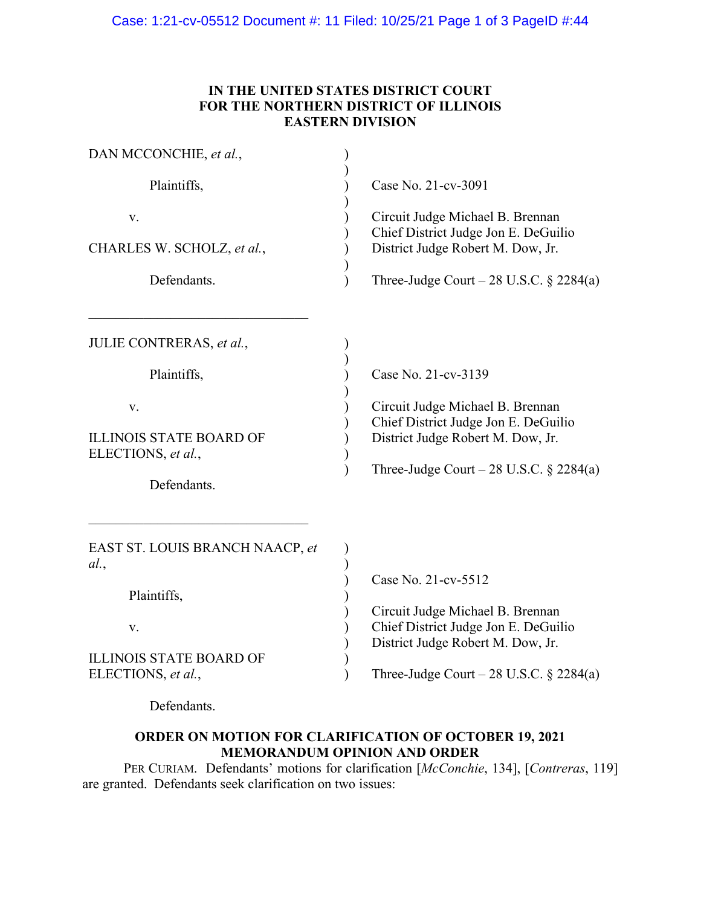# IN THE UNITED STATES DISTRICT COURT
# FOR THE NORTHERN DISTRICT OF ILLINOIS
# EASTERN DIVISION

DAN MCCONCHIE, *et al.*,

Plaintiffs,

v.

CHARLES W. SCHOLZ, *et al.*,

Defendants.

Case No. 21-cv-3091

Circuit Judge Michael B. Brennan
Chief District Judge Jon E. DeGuilio
District Judge Robert M. Dow, Jr.

Three-Judge Court – 28 U.S.C. § 2284(a)

---

JULIE CONTRERAS, *et al.*,

Plaintiffs,

v.

ILLINOIS STATE BOARD OF ELECTIONS, *et al.*,

Defendants.

Case No. 21-cv-3139

Circuit Judge Michael B. Brennan
Chief District Judge Jon E. DeGuilio
District Judge Robert M. Dow, Jr.

Three-Judge Court – 28 U.S.C. § 2284(a)

---

EAST ST. LOUIS BRANCH NAACP, *et al.*,

Plaintiffs,

v.

ILLINOIS STATE BOARD OF ELECTIONS, *et al.*,

Defendants.

Case No. 21-cv-5512

Circuit Judge Michael B. Brennan
Chief District Judge Jon E. DeGuilio
District Judge Robert M. Dow, Jr.

Three-Judge Court – 28 U.S.C. § 2284(a)

## ORDER ON MOTION FOR CLARIFICATION OF OCTOBER 19, 2021 MEMORANDUM OPINION AND ORDER

PER CURIAM. Defendants' motions for clarification [*McConchie*, 134], [*Contreras*, 119] are granted. Defendants seek clarification on two issues: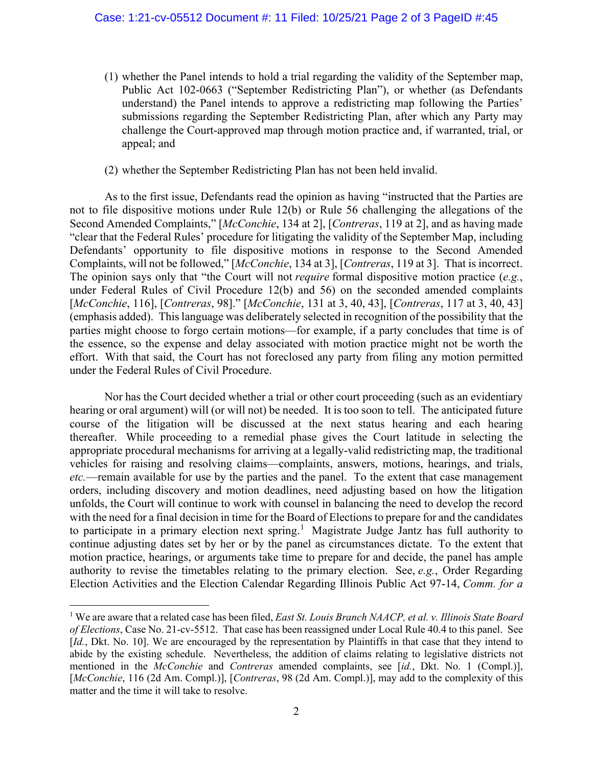(1) whether the Panel intends to hold a trial regarding the validity of the September map, Public Act 102-0663 ("September Redistricting Plan"), or whether (as Defendants understand) the Panel intends to approve a redistricting map following the Parties' submissions regarding the September Redistricting Plan, after which any Party may challenge the Court-approved map through motion practice and, if warranted, trial, or appeal; and

(2) whether the September Redistricting Plan has not been held invalid.

As to the first issue, Defendants read the opinion as having "instructed that the Parties are not to file dispositive motions under Rule 12(b) or Rule 56 challenging the allegations of the Second Amended Complaints," [*McConchie*, 134 at 2], [*Contreras*, 119 at 2], and as having made "clear that the Federal Rules' procedure for litigating the validity of the September Map, including Defendants' opportunity to file dispositive motions in response to the Second Amended Complaints, will not be followed," [*McConchie*, 134 at 3], [*Contreras*, 119 at 3]. That is incorrect. The opinion says only that "the Court will not *require* formal dispositive motion practice (*e.g.*, under Federal Rules of Civil Procedure 12(b) and 56) on the seconded amended complaints [*McConchie*, 116], [*Contreras*, 98]." [*McConchie*, 131 at 3, 40, 43], [*Contreras*, 117 at 3, 40, 43] (emphasis added). This language was deliberately selected in recognition of the possibility that the parties might choose to forgo certain motions—for example, if a party concludes that time is of the essence, so the expense and delay associated with motion practice might not be worth the effort. With that said, the Court has not foreclosed any party from filing any motion permitted under the Federal Rules of Civil Procedure.

Nor has the Court decided whether a trial or other court proceeding (such as an evidentiary hearing or oral argument) will (or will not) be needed. It is too soon to tell. The anticipated future course of the litigation will be discussed at the next status hearing and each hearing thereafter. While proceeding to a remedial phase gives the Court latitude in selecting the appropriate procedural mechanisms for arriving at a legally-valid redistricting map, the traditional vehicles for raising and resolving claims—complaints, answers, motions, hearings, and trials, *etc.*—remain available for use by the parties and the panel. To the extent that case management orders, including discovery and motion deadlines, need adjusting based on how the litigation unfolds, the Court will continue to work with counsel in balancing the need to develop the record with the need for a final decision in time for the Board of Elections to prepare for and the candidates to participate in a primary election next spring.[1] Magistrate Judge Jantz has full authority to continue adjusting dates set by her or by the panel as circumstances dictate. To the extent that motion practice, hearings, or arguments take time to prepare for and decide, the panel has ample authority to revise the timetables relating to the primary election. See, *e.g.*, Order Regarding Election Activities and the Election Calendar Regarding Illinois Public Act 97-14, *Comm. for a*

[1] We are aware that a related case has been filed, *East St. Louis Branch NAACP, et al. v. Illinois State Board of Elections*, Case No. 21-cv-5512. That case has been reassigned under Local Rule 40.4 to this panel. See [*Id.*, Dkt. No. 10]. We are encouraged by the representation by Plaintiffs in that case that they intend to abide by the existing schedule. Nevertheless, the addition of claims relating to legislative districts not mentioned in the *McConchie* and *Contreras* amended complaints, see [*id.*, Dkt. No. 1 (Compl.)], [*McConchie*, 116 (2d Am. Compl.)], [*Contreras*, 98 (2d Am. Compl.)], may add to the complexity of this matter and the time it will take to resolve.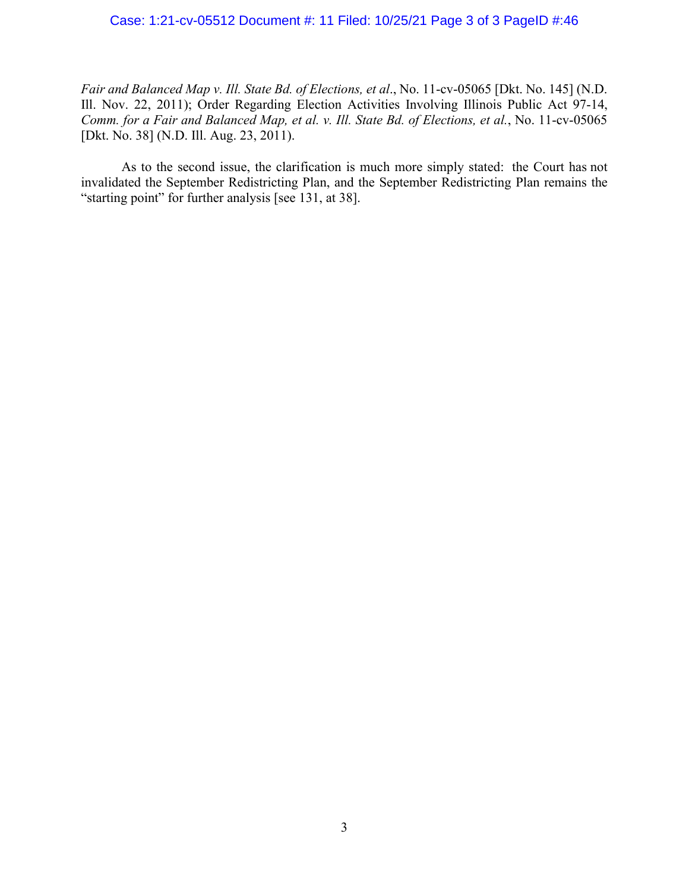*Fair and Balanced Map v. Ill. State Bd. of Elections, et al*., No. 11-cv-05065 [Dkt. No. 145] (N.D. Ill. Nov. 22, 2011); Order Regarding Election Activities Involving Illinois Public Act 97-14, *Comm. for a Fair and Balanced Map, et al. v. Ill. State Bd. of Elections, et al.*, No. 11-cv-05065 [Dkt. No. 38] (N.D. Ill. Aug. 23, 2011).

As to the second issue, the clarification is much more simply stated: the Court has not invalidated the September Redistricting Plan, and the September Redistricting Plan remains the "starting point" for further analysis [see 131, at 38].